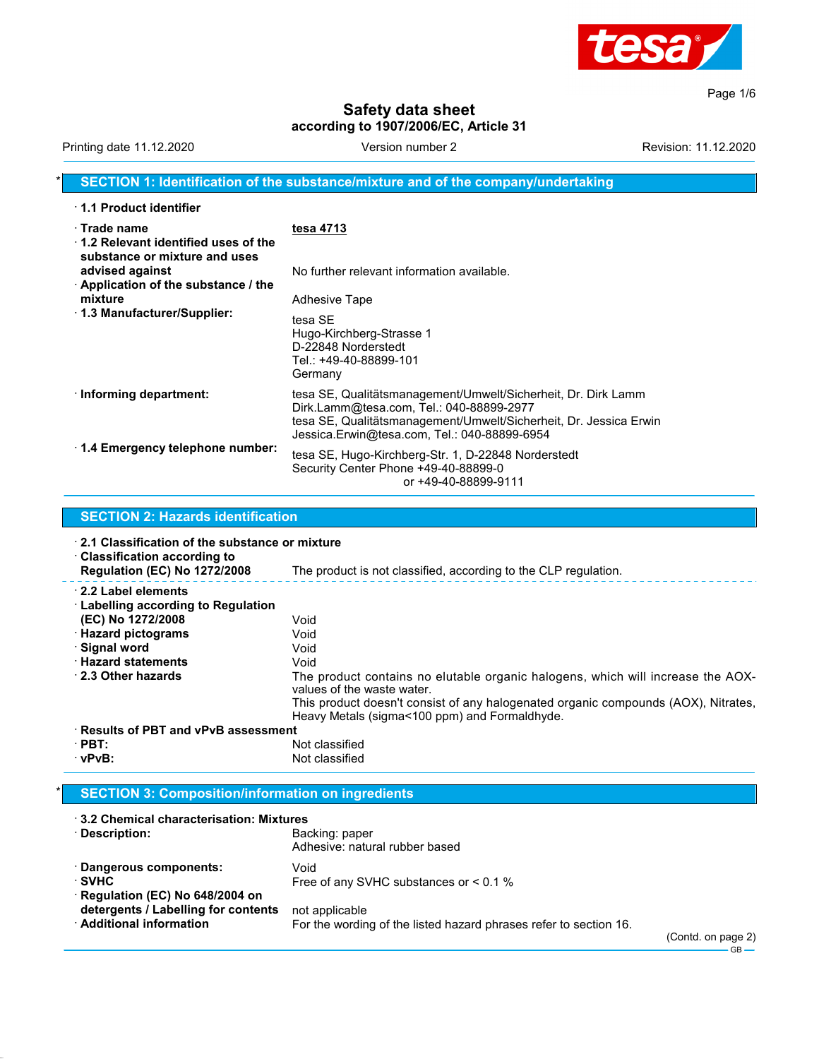# Safety data sheet

**according to 1907/2006/EC, Article 31**

Printing date 11.12.2020 | Version number 2 | Revision: 11.12.2020

## * SECTION 1: Identification of the substance/mixture and of the company/undertaking

· **1.1 Product identifier**

· **Trade name**: **tesa 4713**

· **1.2 Relevant identified uses of the substance or mixture and uses advised against**: No further relevant information available.

· **Application of the substance / the mixture**: Adhesive Tape

· **1.3 Manufacturer/Supplier:**
tesa SE
Hugo-Kirchberg-Strasse 1
D-22848 Norderstedt
Tel.: +49-40-88899-101
Germany

· **Informing department:**
tesa SE, Qualitätsmanagement/Umwelt/Sicherheit, Dr. Dirk Lamm
Dirk.Lamm@tesa.com, Tel.: 040-88899-2977
tesa SE, Qualitätsmanagement/Umwelt/Sicherheit, Dr. Jessica Erwin
Jessica.Erwin@tesa.com, Tel.: 040-88899-6954

· **1.4 Emergency telephone number:**
tesa SE, Hugo-Kirchberg-Str. 1, D-22848 Norderstedt
Security Center Phone +49-40-88899-0
or +49-40-88899-9111

## SECTION 2: Hazards identification

· **2.1 Classification of the substance or mixture**

· **Classification according to Regulation (EC) No 1272/2008**: The product is not classified, according to the CLP regulation.

· **2.2 Label elements**

· **Labelling according to Regulation (EC) No 1272/2008**: Void

· **Hazard pictograms**: Void

· **Signal word**: Void

· **Hazard statements**: Void

· **2.3 Other hazards**: The product contains no elutable organic halogens, which will increase the AOX-values of the waste water.
This product doesn't consist of any halogenated organic compounds (AOX), Nitrates, Heavy Metals (sigma<100 ppm) and Formaldhyde.

· **Results of PBT and vPvB assessment**

· **PBT:** Not classified

· **vPvB:** Not classified

## * SECTION 3: Composition/information on ingredients

· **3.2 Chemical characterisation: Mixtures**

· **Description:**
Backing: paper
Adhesive: natural rubber based

· **Dangerous components:** Void

· **SVHC**: Free of any SVHC substances or < 0.1 %

· **Regulation (EC) No 648/2004 on detergents / Labelling for contents**: not applicable

· **Additional information**: For the wording of the listed hazard phrases refer to section 16.

(Contd. on page 2)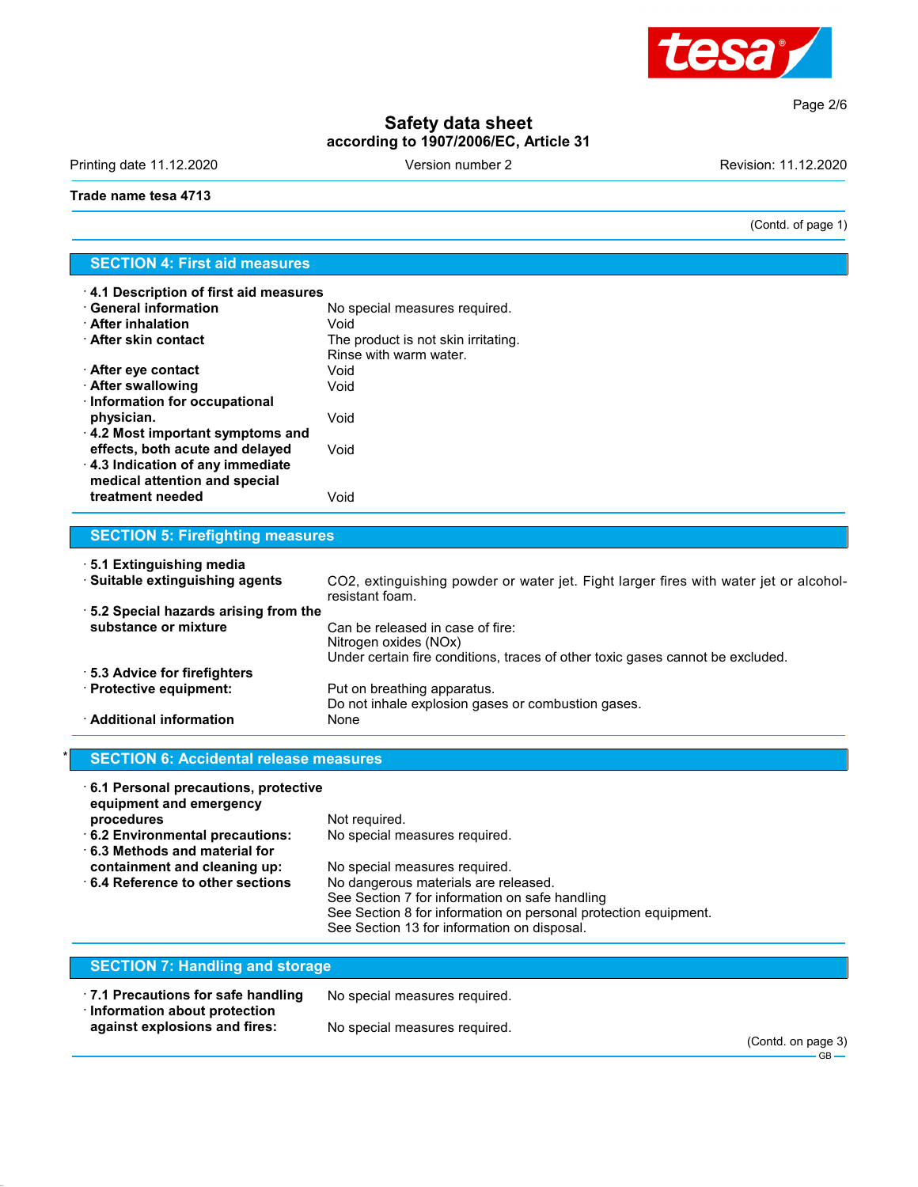Trade name tesa 4713

(Contd. of page 1)

## SECTION 4: First aid measures

- **4.1 Description of first aid measures**
- **General information** No special measures required.
- **After inhalation** Void
- **After skin contact** The product is not skin irritating.
  Rinse with warm water.
- **After eye contact** Void
- **After swallowing** Void
- **Information for occupational physician.** Void
- **4.2 Most important symptoms and effects, both acute and delayed** Void
- **4.3 Indication of any immediate medical attention and special treatment needed** Void

## SECTION 5: Firefighting measures

- **5.1 Extinguishing media**
- **Suitable extinguishing agents** $CO_2$, extinguishing powder or water jet. Fight larger fires with water jet or alcohol-resistant foam.
- **5.2 Special hazards arising from the substance or mixture** Can be released in case of fire:
  Nitrogen oxides (NOx)
  Under certain fire conditions, traces of other toxic gases cannot be excluded.
- **5.3 Advice for firefighters**
- **Protective equipment:** Put on breathing apparatus.
  Do not inhale explosion gases or combustion gases.
- **Additional information** None

## * SECTION 6: Accidental release measures

- **6.1 Personal precautions, protective equipment and emergency procedures** Not required.
- **6.2 Environmental precautions:** No special measures required.
- **6.3 Methods and material for containment and cleaning up:** No special measures required.
- **6.4 Reference to other sections** No dangerous materials are released.
  See Section 7 for information on safe handling
  See Section 8 for information on personal protection equipment.
  See Section 13 for information on disposal.

## SECTION 7: Handling and storage

- **7.1 Precautions for safe handling** No special measures required.
- **Information about protection against explosions and fires:** No special measures required.

(Contd. on page 3)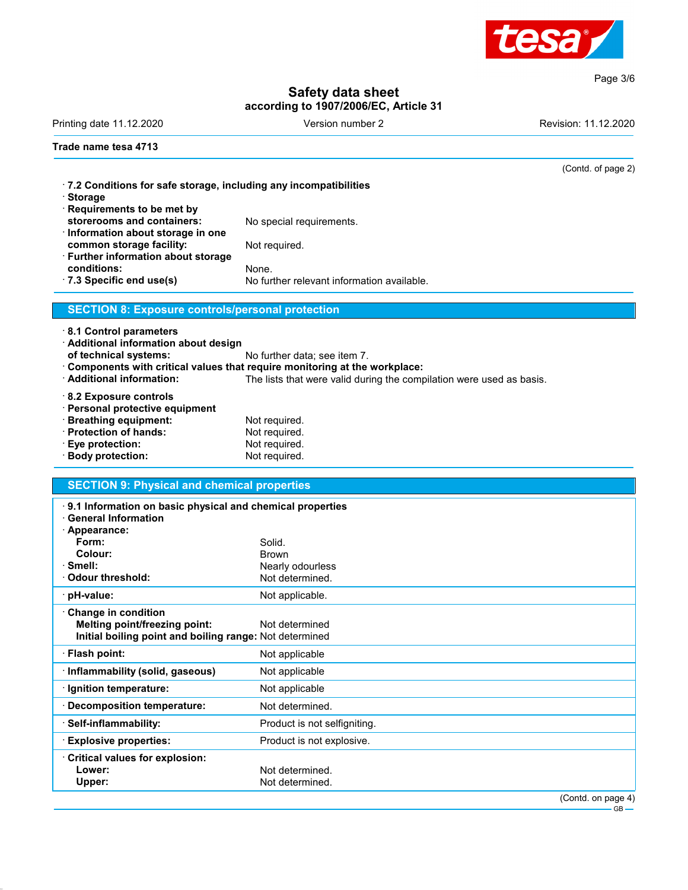(Contd. of page 2)

· **7.2 Conditions for safe storage, including any incompatibilities**
· **Storage**
· **Requirements to be met by storerooms and containers:** No special requirements.
· **Information about storage in one common storage facility:** Not required.
· **Further information about storage conditions:** None.
· **7.3 Specific end use(s)** No further relevant information available.

## SECTION 8: Exposure controls/personal protection

· **8.1 Control parameters**
· **Additional information about design of technical systems:** No further data; see item 7.
· **Components with critical values that require monitoring at the workplace:**
· **Additional information:** The lists that were valid during the compilation were used as basis.

· **8.2 Exposure controls**
· **Personal protective equipment**
· **Breathing equipment:** Not required.
· **Protection of hands:** Not required.
· **Eye protection:** Not required.
· **Body protection:** Not required.

## SECTION 9: Physical and chemical properties

| | |
|---|---|
| · **9.1 Information on basic physical and chemical properties** | |
| · **General Information** | |
| · **Appearance:** | |
| **Form:** | Solid. |
| **Colour:** | Brown |
| · **Smell:** | Nearly odourless |
| · **Odour threshold:** | Not determined. |
| · **pH-value:** | Not applicable. |
| · **Change in condition** | |
| **Melting point/freezing point:** | Not determined |
| **Initial boiling point and boiling range:** | Not determined |
| · **Flash point:** | Not applicable |
| · **Inflammability (solid, gaseous)** | Not applicable |
| · **Ignition temperature:** | Not applicable |
| · **Decomposition temperature:** | Not determined. |
| · **Self-inflammability:** | Product is not selfigniting. |
| · **Explosive properties:** | Product is not explosive. |
| · **Critical values for explosion:** | |
| **Lower:** | Not determined. |
| **Upper:** | Not determined. |

(Contd. on page 4)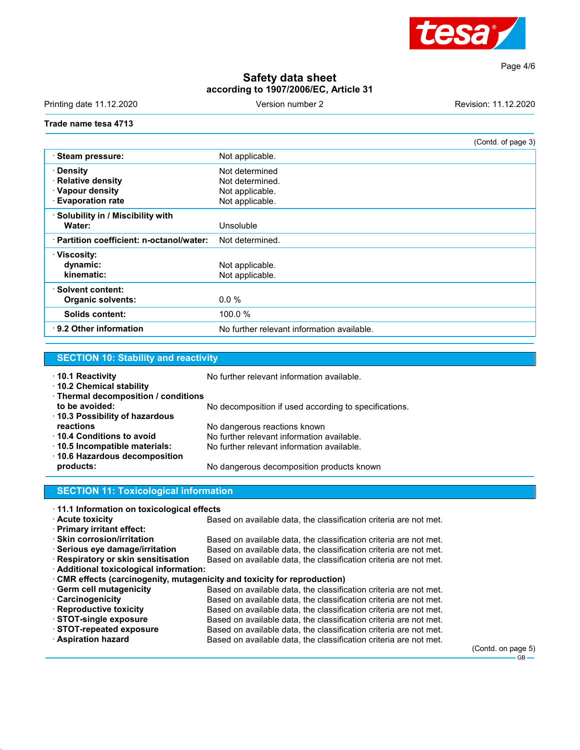Trade name tesa 4713

(Contd. of page 3)

| | |
|---|---|
| · **Steam pressure:** | Not applicable. |
| · **Density**<br>· **Relative density**<br>· **Vapour density**<br>· **Evaporation rate** | Not determined<br>Not determined.<br>Not applicable.<br>Not applicable. |
| · **Solubility in / Miscibility with Water:** | Unsoluble |
| · **Partition coefficient: n-octanol/water:** | Not determined. |
| · **Viscosity:**<br>**dynamic:**<br>**kinematic:** | <br>Not applicable.<br>Not applicable. |
| · **Solvent content:**<br>**Organic solvents:** | <br>0.0 % |
| **Solids content:** | 100.0 % |
| · **9.2 Other information** | No further relevant information available. |

## SECTION 10: Stability and reactivity

· **10.1 Reactivity** No further relevant information available.
· **10.2 Chemical stability**
· **Thermal decomposition / conditions to be avoided:** No decomposition if used according to specifications.
· **10.3 Possibility of hazardous reactions** No dangerous reactions known
· **10.4 Conditions to avoid** No further relevant information available.
· **10.5 Incompatible materials:** No further relevant information available.
· **10.6 Hazardous decomposition products:** No dangerous decomposition products known

## SECTION 11: Toxicological information

· **11.1 Information on toxicological effects**
· **Acute toxicity** Based on available data, the classification criteria are not met.
· **Primary irritant effect:**
· **Skin corrosion/irritation** Based on available data, the classification criteria are not met.
· **Serious eye damage/irritation** Based on available data, the classification criteria are not met.
· **Respiratory or skin sensitisation** Based on available data, the classification criteria are not met.
· **Additional toxicological information:**
· **CMR effects (carcinogenity, mutagenicity and toxicity for reproduction)**
· **Germ cell mutagenicity** Based on available data, the classification criteria are not met.
· **Carcinogenicity** Based on available data, the classification criteria are not met.
· **Reproductive toxicity** Based on available data, the classification criteria are not met.
· **STOT-single exposure** Based on available data, the classification criteria are not met.
· **STOT-repeated exposure** Based on available data, the classification criteria are not met.
· **Aspiration hazard** Based on available data, the classification criteria are not met.

(Contd. on page 5)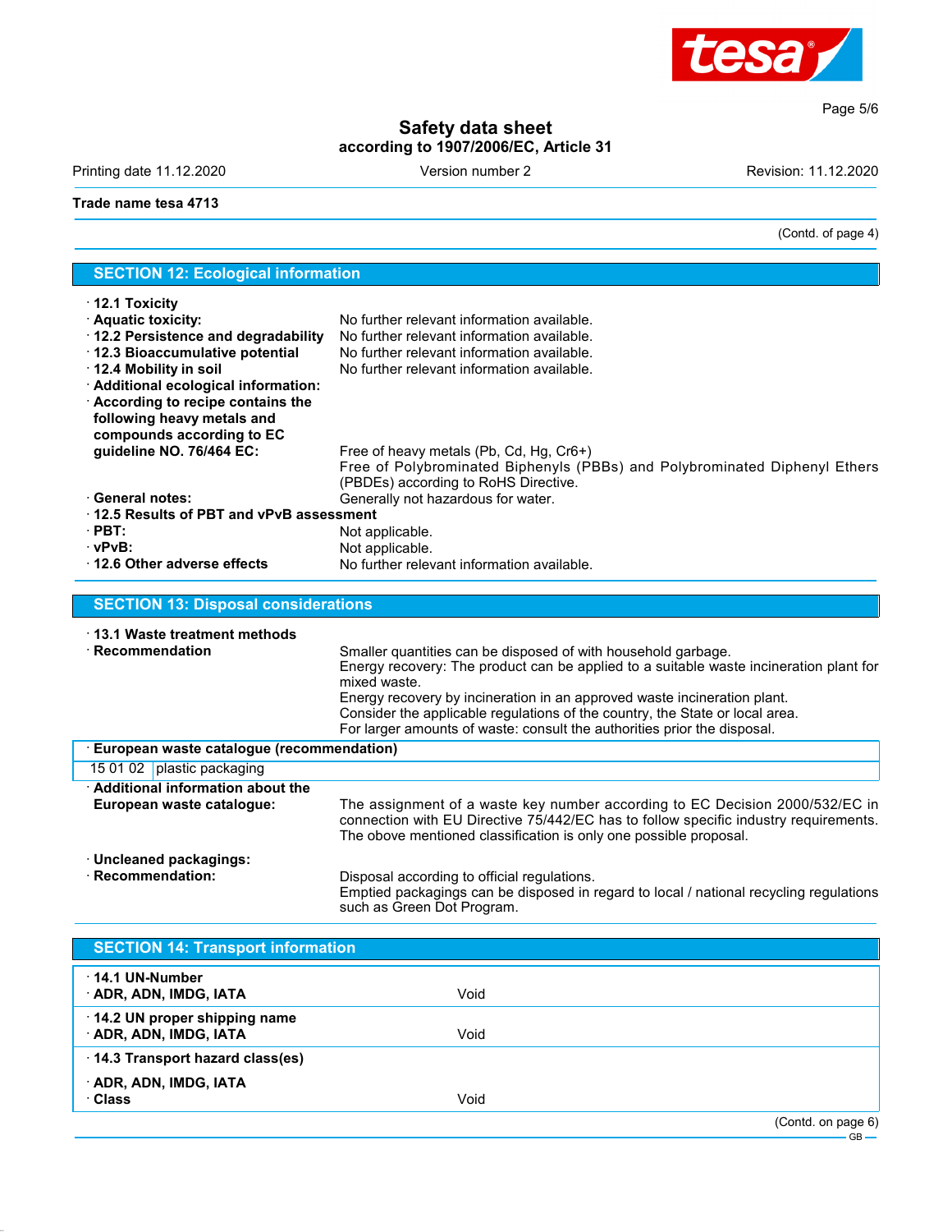(Contd. of page 4)

## SECTION 12: Ecological information

- **12.1 Toxicity**
- **Aquatic toxicity:** No further relevant information available.
- **12.2 Persistence and degradability** No further relevant information available.
- **12.3 Bioaccumulative potential** No further relevant information available.
- **12.4 Mobility in soil** No further relevant information available.
- **Additional ecological information:**
- **According to recipe contains the following heavy metals and compounds according to EC guideline NO. 76/464 EC:** Free of heavy metals (Pb, Cd, Hg, Cr6+)
  Free of Polybrominated Biphenyls (PBBs) and Polybrominated Diphenyl Ethers (PBDEs) according to RoHS Directive.
- **General notes:** Generally not hazardous for water.
- **12.5 Results of PBT and vPvB assessment**
- **PBT:** Not applicable.
- **vPvB:** Not applicable.
- **12.6 Other adverse effects** No further relevant information available.

## SECTION 13: Disposal considerations

- **13.1 Waste treatment methods**
- **Recommendation** Smaller quantities can be disposed of with household garbage.
  Energy recovery: The product can be applied to a suitable waste incineration plant for mixed waste.
  Energy recovery by incineration in an approved waste incineration plant.
  Consider the applicable regulations of the country, the State or local area.
  For larger amounts of waste: consult the authorities prior the disposal.

| European waste catalogue (recommendation) | |
| --- | --- |
| 15 01 02 | plastic packaging |

- **Additional information about the European waste catalogue:** The assignment of a waste key number according to EC Decision 2000/532/EC in connection with EU Directive 75/442/EC has to follow specific industry requirements. The above mentioned classification is only one possible proposal.

- **Uncleaned packagings:**
- **Recommendation:** Disposal according to official regulations.
  Emptied packagings can be disposed in regard to local / national recycling regulations such as Green Dot Program.

## SECTION 14: Transport information

| | |
| --- | --- |
| **14.1 UN-Number** | |
| **ADR, ADN, IMDG, IATA** | Void |
| **14.2 UN proper shipping name** | |
| **ADR, ADN, IMDG, IATA** | Void |
| **14.3 Transport hazard class(es)** | |
| **ADR, ADN, IMDG, IATA** | |
| **Class** | Void |

(Contd. on page 6)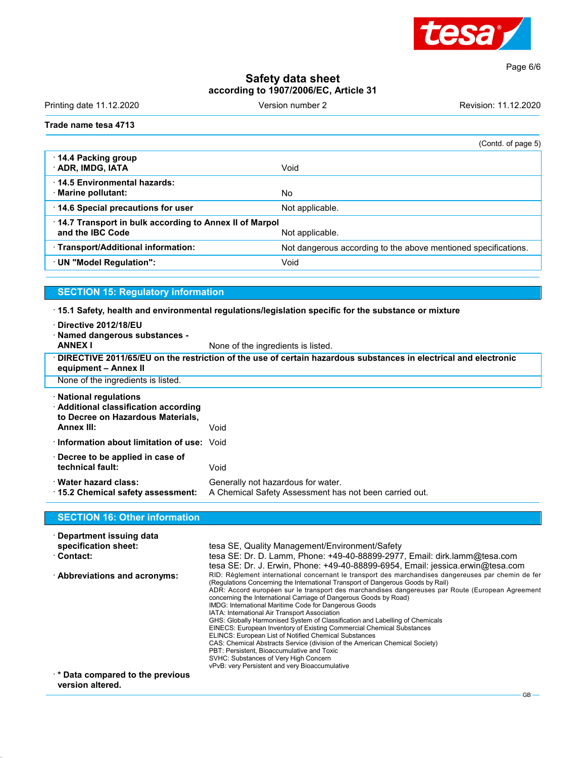(Contd. of page 5)

| | |
|---|---|
| · **14.4 Packing group** · **ADR, IMDG, IATA** | Void |
| · **14.5 Environmental hazards:** · **Marine pollutant:** | No |
| · **14.6 Special precautions for user** | Not applicable. |
| · **14.7 Transport in bulk according to Annex II of Marpol and the IBC Code** | Not applicable. |
| · **Transport/Additional information:** | Not dangerous according to the above mentioned specifications. |
| · **UN "Model Regulation":** | Void |

## SECTION 15: Regulatory information

· **15.1 Safety, health and environmental regulations/legislation specific for the substance or mixture**

· **Directive 2012/18/EU**
· **Named dangerous substances - ANNEX I** None of the ingredients is listed.

· **DIRECTIVE 2011/65/EU on the restriction of the use of certain hazardous substances in electrical and electronic equipment – Annex II**

None of the ingredients is listed.

· **National regulations**
· **Additional classification according to Decree on Hazardous Materials, Annex III:** Void

· **Information about limitation of use:** Void

· **Decree to be applied in case of technical fault:** Void

· **Water hazard class:** Generally not hazardous for water.
· **15.2 Chemical safety assessment:** A Chemical Safety Assessment has not been carried out.

## SECTION 16: Other information

· **Department issuing data specification sheet:** tesa SE, Quality Management/Environment/Safety
· **Contact:** tesa SE: Dr. D. Lamm, Phone: +49-40-88899-2977, Email: dirk.lamm@tesa.com
tesa SE: Dr. J. Erwin, Phone: +49-40-88899-6954, Email: jessica.erwin@tesa.com
· **Abbreviations and acronyms:**
RID: Règlement international concernant le transport des marchandises dangereuses par chemin de fer (Regulations Concerning the International Transport of Dangerous Goods by Rail)
ADR: Accord européen sur le transport des marchandises dangereuses par Route (European Agreement concerning the International Carriage of Dangerous Goods by Road)
IMDG: International Maritime Code for Dangerous Goods
IATA: International Air Transport Association
GHS: Globally Harmonised System of Classification and Labelling of Chemicals
EINECS: European Inventory of Existing Commercial Chemical Substances
ELINCS: European List of Notified Chemical Substances
CAS: Chemical Abstracts Service (division of the American Chemical Society)
PBT: Persistent, Bioaccumulative and Toxic
SVHC: Substances of Very High Concern
vPvB: very Persistent and very Bioaccumulative

· **\* Data compared to the previous version altered.**

GB